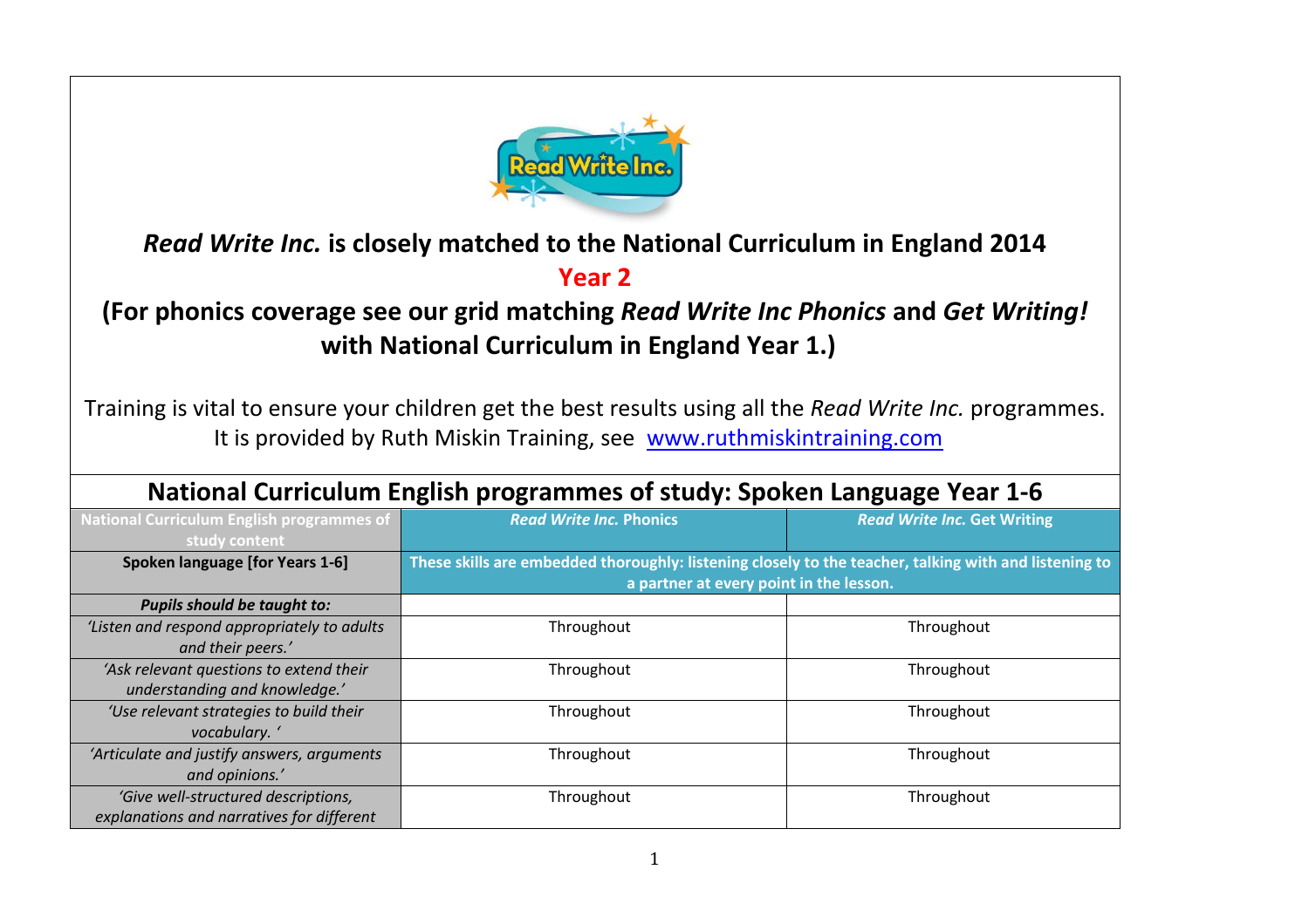# *Read Write Inc.* is closely matched to the National Curriculum in England 2014

## Year 2

## (For phonics coverage see our grid matching *Read Write Inc Phonics* and *Get Writing!* with National Curriculum in England Year 1.)

Training is vital to ensure your children get the best results using all the *Read Write Inc.* programmes. It is provided by Ruth Miskin Training, see [www.ruthmiskintraining.com](www.ruthmiskintraining.com)

## National Curriculum English programmes of study: Spoken Language Year 1-6

| National Curriculum English programmes of study content | *Read Write Inc.* Phonics | *Read Write Inc.* Get Writing |
|---|---|---|
| **Spoken language [for Years 1-6]** | **These skills are embedded thoroughly: listening closely to the teacher, talking with and listening to a partner at every point in the lesson.** | |
| ***Pupils should be taught to:*** | | |
| *'Listen and respond appropriately to adults and their peers.'* | Throughout | Throughout |
| *'Ask relevant questions to extend their understanding and knowledge.'* | Throughout | Throughout |
| *'Use relevant strategies to build their vocabulary. '* | Throughout | Throughout |
| *'Articulate and justify answers, arguments and opinions.'* | Throughout | Throughout |
| *'Give well-structured descriptions, explanations and narratives for different* | Throughout | Throughout |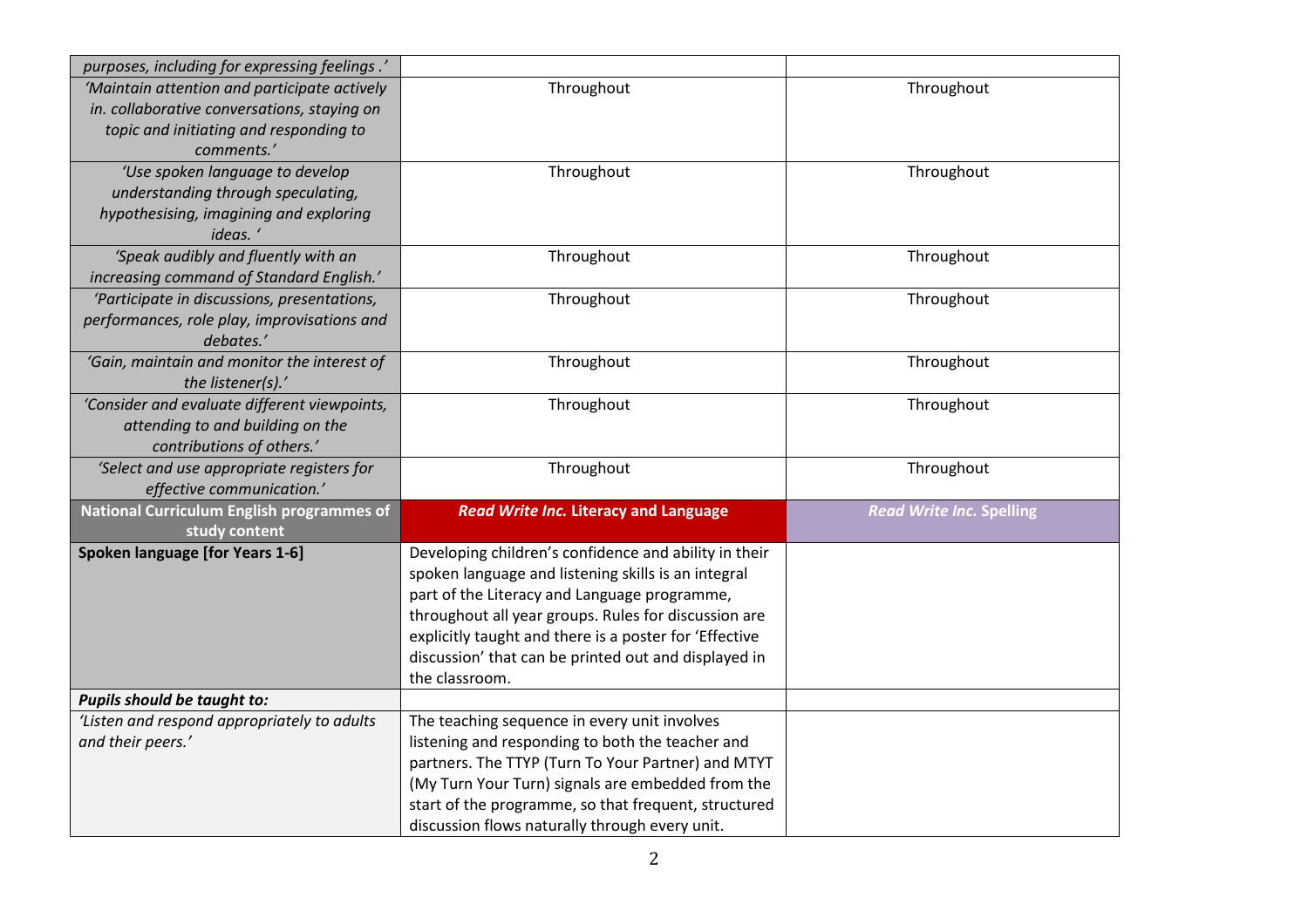| | | |
|---|---|---|
| *purposes, including for expressing feelings.'* | | |
| *'Maintain attention and participate actively in. collaborative conversations, staying on topic and initiating and responding to comments.'* | Throughout | Throughout |
| *'Use spoken language to develop understanding through speculating, hypothesising, imagining and exploring ideas. '* | Throughout | Throughout |
| *'Speak audibly and fluently with an increasing command of Standard English.'* | Throughout | Throughout |
| *'Participate in discussions, presentations, performances, role play, improvisations and debates.'* | Throughout | Throughout |
| *'Gain, maintain and monitor the interest of the listener(s).'* | Throughout | Throughout |
| *'Consider and evaluate different viewpoints, attending to and building on the contributions of others.'* | Throughout | Throughout |
| *'Select and use appropriate registers for effective communication.'* | Throughout | Throughout |
| **National Curriculum English programmes of study content** | ***Read Write Inc.* Literacy and Language** | ***Read Write Inc.* Spelling** |
| **Spoken language [for Years 1-6]** | Developing children's confidence and ability in their spoken language and listening skills is an integral part of the Literacy and Language programme, throughout all year groups. Rules for discussion are explicitly taught and there is a poster for 'Effective discussion' that can be printed out and displayed in the classroom. | |
| ***Pupils should be taught to:*** | | |
| *'Listen and respond appropriately to adults and their peers.'* | The teaching sequence in every unit involves listening and responding to both the teacher and partners. The TTYP (Turn To Your Partner) and MTYT (My Turn Your Turn) signals are embedded from the start of the programme, so that frequent, structured discussion flows naturally through every unit. | |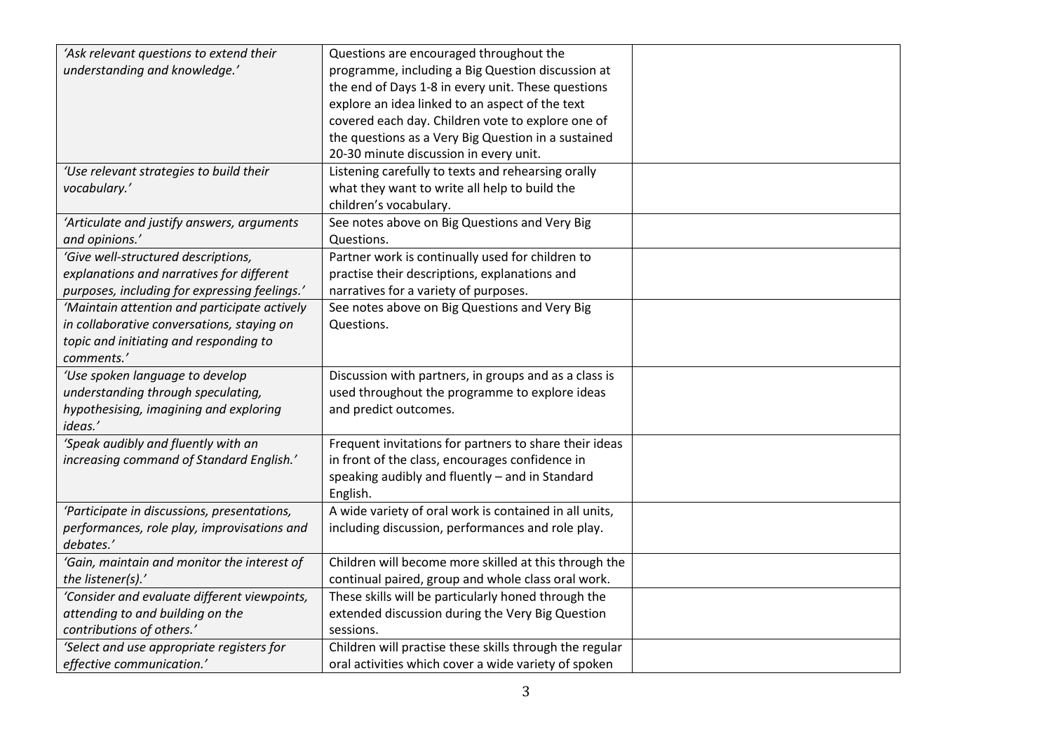| | | |
|---|---|---|
| *'Ask relevant questions to extend their understanding and knowledge.'* | Questions are encouraged throughout the programme, including a Big Question discussion at the end of Days 1-8 in every unit. These questions explore an idea linked to an aspect of the text covered each day. Children vote to explore one of the questions as a Very Big Question in a sustained 20-30 minute discussion in every unit. | |
| *'Use relevant strategies to build their vocabulary.'* | Listening carefully to texts and rehearsing orally what they want to write all help to build the children's vocabulary. | |
| *'Articulate and justify answers, arguments and opinions.'* | See notes above on Big Questions and Very Big Questions. | |
| *'Give well-structured descriptions, explanations and narratives for different purposes, including for expressing feelings.'* | Partner work is continually used for children to practise their descriptions, explanations and narratives for a variety of purposes. | |
| *'Maintain attention and participate actively in collaborative conversations, staying on topic and initiating and responding to comments.'* | See notes above on Big Questions and Very Big Questions. | |
| *'Use spoken language to develop understanding through speculating, hypothesising, imagining and exploring ideas.'* | Discussion with partners, in groups and as a class is used throughout the programme to explore ideas and predict outcomes. | |
| *'Speak audibly and fluently with an increasing command of Standard English.'* | Frequent invitations for partners to share their ideas in front of the class, encourages confidence in speaking audibly and fluently – and in Standard English. | |
| *'Participate in discussions, presentations, performances, role play, improvisations and debates.'* | A wide variety of oral work is contained in all units, including discussion, performances and role play. | |
| *'Gain, maintain and monitor the interest of the listener(s).'* | Children will become more skilled at this through the continual paired, group and whole class oral work. | |
| *'Consider and evaluate different viewpoints, attending to and building on the contributions of others.'* | These skills will be particularly honed through the extended discussion during the Very Big Question sessions. | |
| *'Select and use appropriate registers for effective communication.'* | Children will practise these skills through the regular oral activities which cover a wide variety of spoken | |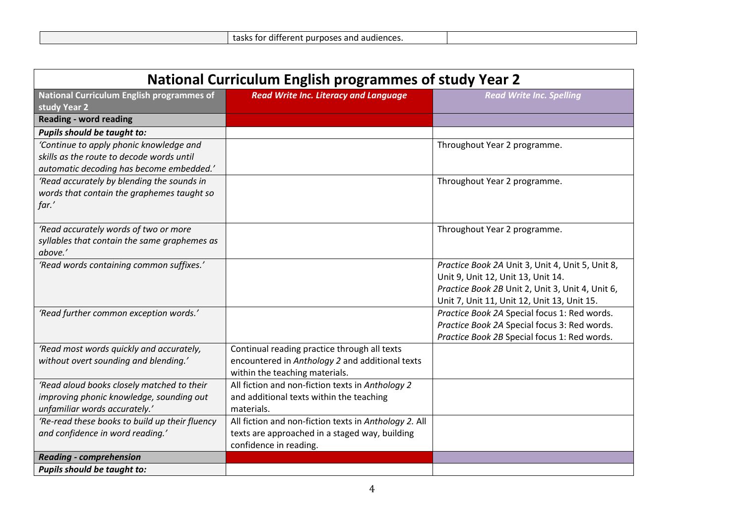| | tasks for different purposes and audiences. | |
|---|---|---|

## National Curriculum English programmes of study Year 2

| National Curriculum English programmes of study Year 2 | *Read Write Inc. Literacy and Language* | *Read Write Inc. Spelling* |
|---|---|---|
| **Reading - word reading** | | |
| ***Pupils should be taught to:*** | | |
| *'Continue to apply phonic knowledge and skills as the route to decode words until automatic decoding has become embedded.'* | | Throughout Year 2 programme. |
| *'Read accurately by blending the sounds in words that contain the graphemes taught so far.'* | | Throughout Year 2 programme. |
| *'Read accurately words of two or more syllables that contain the same graphemes as above.'* | | Throughout Year 2 programme. |
| *'Read words containing common suffixes.'* | | *Practice Book 2A* Unit 3, Unit 4, Unit 5, Unit 8, Unit 9, Unit 12, Unit 13, Unit 14. *Practice Book 2B* Unit 2, Unit 3, Unit 4, Unit 6, Unit 7, Unit 11, Unit 12, Unit 13, Unit 15. |
| *'Read further common exception words.'* | | *Practice Book 2A* Special focus 1: Red words. *Practice Book 2A* Special focus 3: Red words. *Practice Book 2B* Special focus 1: Red words. |
| *'Read most words quickly and accurately, without overt sounding and blending.'* | Continual reading practice through all texts encountered in *Anthology 2* and additional texts within the teaching materials. | |
| *'Read aloud books closely matched to their improving phonic knowledge, sounding out unfamiliar words accurately.'* | All fiction and non-fiction texts in *Anthology 2* and additional texts within the teaching materials. | |
| *'Re-read these books to build up their fluency and confidence in word reading.'* | All fiction and non-fiction texts in *Anthology 2.* All texts are approached in a staged way, building confidence in reading. | |
| ***Reading - comprehension*** | | |
| ***Pupils should be taught to:*** | | |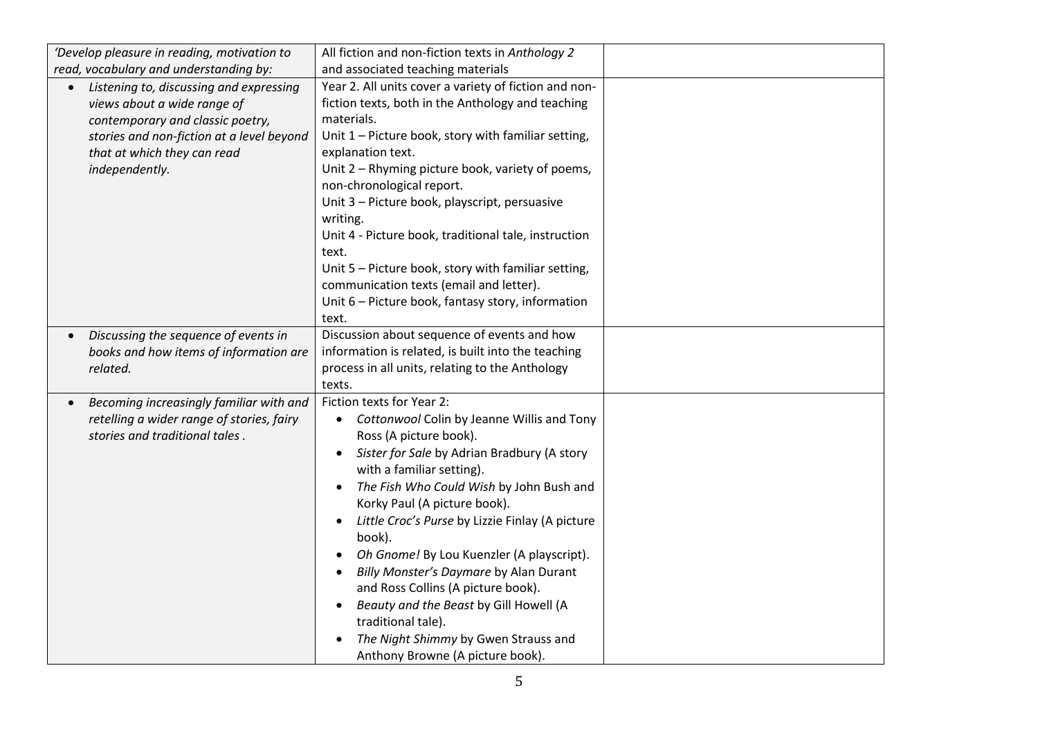| *'Develop pleasure in reading, motivation to read, vocabulary and understanding by:* | All fiction and non-fiction texts in *Anthology 2* and associated teaching materials | |
|---|---|---|
| • *Listening to, discussing and expressing views about a wide range of contemporary and classic poetry, stories and non-fiction at a level beyond that at which they can read independently.* | Year 2. All units cover a variety of fiction and non-fiction texts, both in the Anthology and teaching materials.<br>Unit 1 – Picture book, story with familiar setting, explanation text.<br>Unit 2 – Rhyming picture book, variety of poems, non-chronological report.<br>Unit 3 – Picture book, playscript, persuasive writing.<br>Unit 4 - Picture book, traditional tale, instruction text.<br>Unit 5 – Picture book, story with familiar setting, communication texts (email and letter).<br>Unit 6 – Picture book, fantasy story, information text. | |
| • *Discussing the sequence of events in books and how items of information are related.* | Discussion about sequence of events and how information is related, is built into the teaching process in all units, relating to the Anthology texts. | |
| • *Becoming increasingly familiar with and retelling a wider range of stories, fairy stories and traditional tales .* | Fiction texts for Year 2:<br>• *Cottonwool* Colin by Jeanne Willis and Tony Ross (A picture book).<br>• *Sister for Sale* by Adrian Bradbury (A story with a familiar setting).<br>• *The Fish Who Could Wish* by John Bush and Korky Paul (A picture book).<br>• *Little Croc's Purse* by Lizzie Finlay (A picture book).<br>• *Oh Gnome!* By Lou Kuenzler (A playscript).<br>• *Billy Monster's Daymare* by Alan Durant and Ross Collins (A picture book).<br>• *Beauty and the Beast* by Gill Howell (A traditional tale).<br>• *The Night Shimmy* by Gwen Strauss and Anthony Browne (A picture book). | |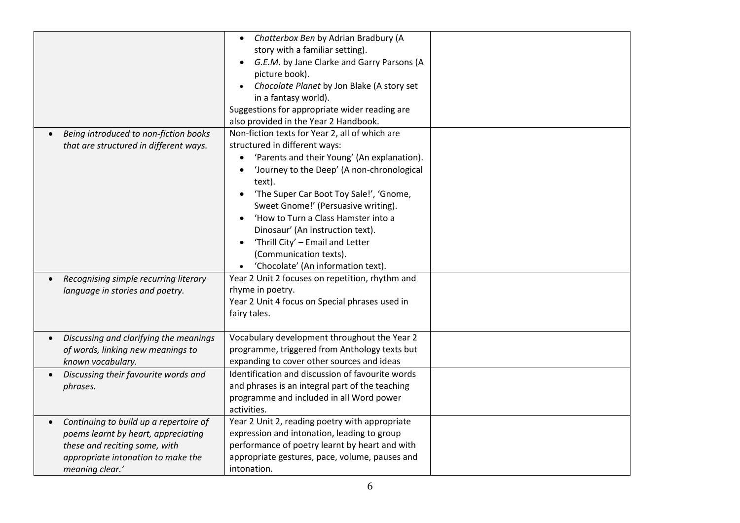| | | |
|---|---|---|
| | • *Chatterbox Ben* by Adrian Bradbury (A story with a familiar setting).<br>• *G.E.M.* by Jane Clarke and Garry Parsons (A picture book).<br>• *Chocolate Planet* by Jon Blake (A story set in a fantasy world).<br>Suggestions for appropriate wider reading are also provided in the Year 2 Handbook. | |
| • *Being introduced to non-fiction books that are structured in different ways.* | Non-fiction texts for Year 2, all of which are structured in different ways:<br>• 'Parents and their Young' (An explanation).<br>• 'Journey to the Deep' (A non-chronological text).<br>• 'The Super Car Boot Toy Sale!', 'Gnome, Sweet Gnome!' (Persuasive writing).<br>• 'How to Turn a Class Hamster into a Dinosaur' (An instruction text).<br>• 'Thrill City' – Email and Letter (Communication texts).<br>• 'Chocolate' (An information text). | |
| • *Recognising simple recurring literary language in stories and poetry.* | Year 2 Unit 2 focuses on repetition, rhythm and rhyme in poetry.<br>Year 2 Unit 4 focus on Special phrases used in fairy tales. | |
| • *Discussing and clarifying the meanings of words, linking new meanings to known vocabulary.* | Vocabulary development throughout the Year 2 programme, triggered from Anthology texts but expanding to cover other sources and ideas | |
| • *Discussing their favourite words and phrases.* | Identification and discussion of favourite words and phrases is an integral part of the teaching programme and included in all Word power activities. | |
| • *Continuing to build up a repertoire of poems learnt by heart, appreciating these and reciting some, with appropriate intonation to make the meaning clear.'* | Year 2 Unit 2, reading poetry with appropriate expression and intonation, leading to group performance of poetry learnt by heart and with appropriate gestures, pace, volume, pauses and intonation. | |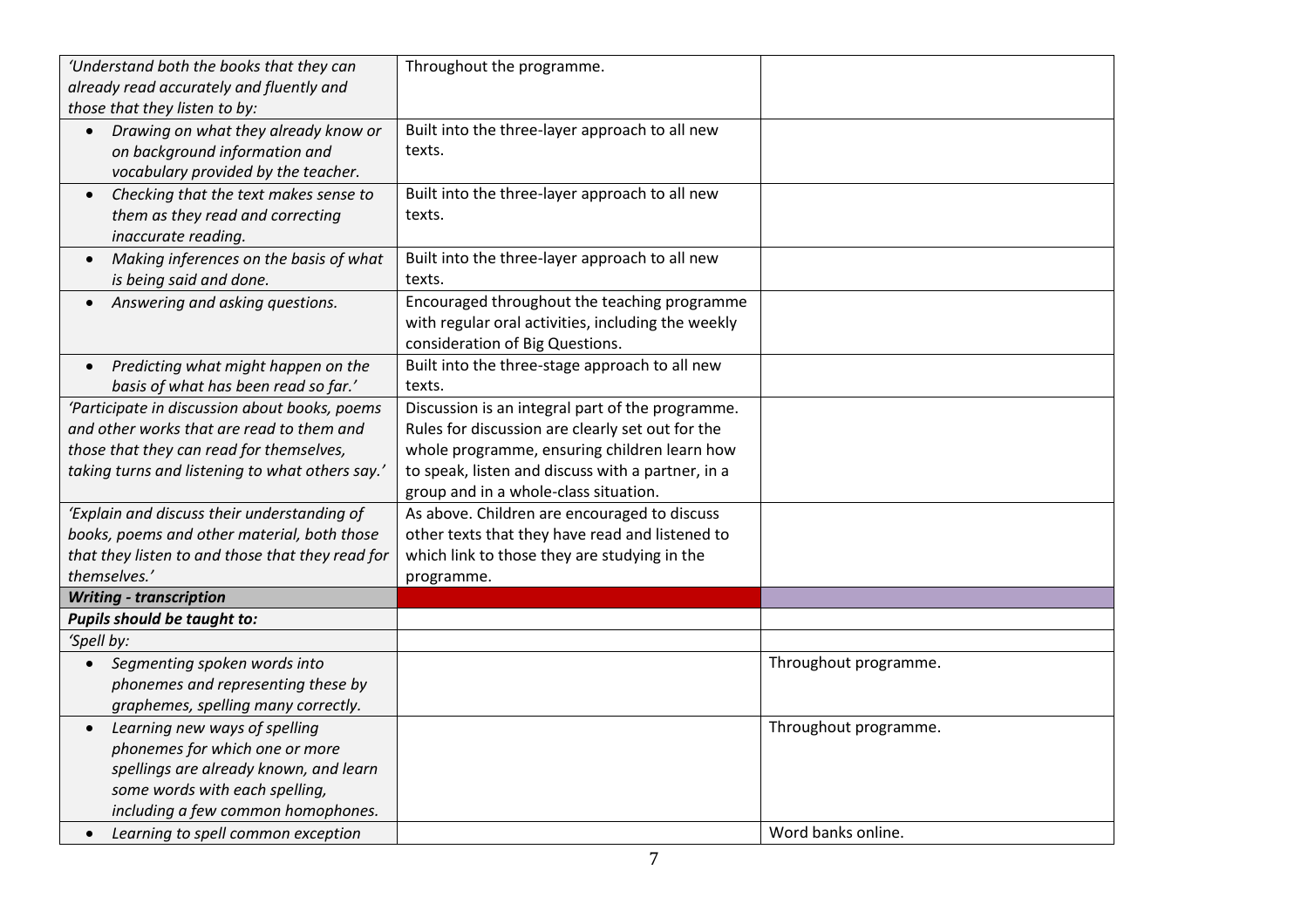| | | |
|---|---|---|
| *'Understand both the books that they can already read accurately and fluently and those that they listen to by:* | Throughout the programme. | |
| • *Drawing on what they already know or on background information and vocabulary provided by the teacher.* | Built into the three-layer approach to all new texts. | |
| • *Checking that the text makes sense to them as they read and correcting inaccurate reading.* | Built into the three-layer approach to all new texts. | |
| • *Making inferences on the basis of what is being said and done.* | Built into the three-layer approach to all new texts. | |
| • *Answering and asking questions.* | Encouraged throughout the teaching programme with regular oral activities, including the weekly consideration of Big Questions. | |
| • *Predicting what might happen on the basis of what has been read so far.'* | Built into the three-stage approach to all new texts. | |
| *'Participate in discussion about books, poems and other works that are read to them and those that they can read for themselves, taking turns and listening to what others say.'* | Discussion is an integral part of the programme. Rules for discussion are clearly set out for the whole programme, ensuring children learn how to speak, listen and discuss with a partner, in a group and in a whole-class situation. | |
| *'Explain and discuss their understanding of books, poems and other material, both those that they listen to and those that they read for themselves.'* | As above. Children are encouraged to discuss other texts that they have read and listened to which link to those they are studying in the programme. | |
| ***Writing - transcription*** | | |
| ***Pupils should be taught to:*** | | |
| *'Spell by:* | | |
| • *Segmenting spoken words into phonemes and representing these by graphemes, spelling many correctly.* | | Throughout programme. |
| • *Learning new ways of spelling phonemes for which one or more spellings are already known, and learn some words with each spelling, including a few common homophones.* | | Throughout programme. |
| • *Learning to spell common exception* | | Word banks online. |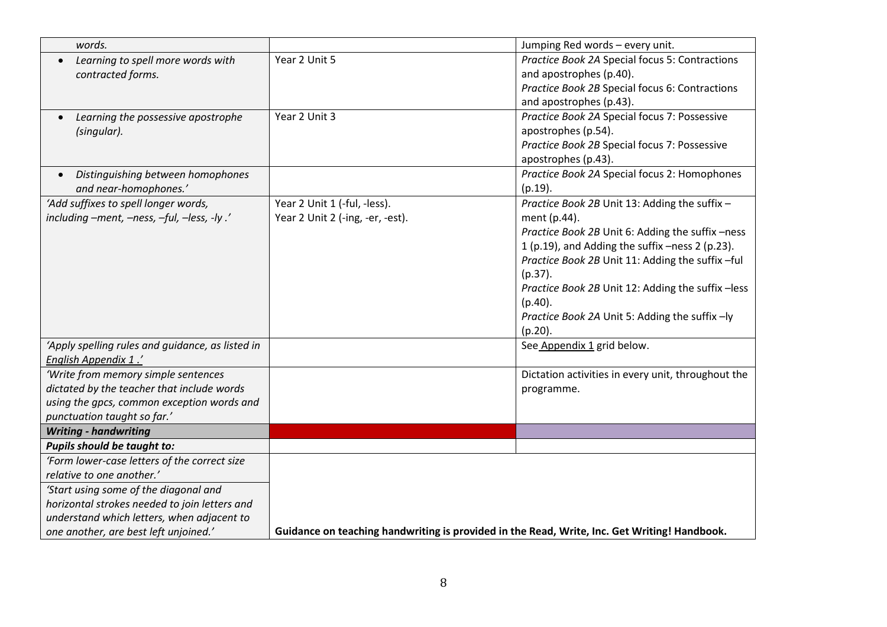| | | |
|---|---|---|
| *words.* | | Jumping Red words – every unit. |
| • *Learning to spell more words with contracted forms.* | Year 2 Unit 5 | *Practice Book 2A* Special focus 5: Contractions and apostrophes (p.40).<br>*Practice Book 2B* Special focus 6: Contractions and apostrophes (p.43). |
| • *Learning the possessive apostrophe (singular).* | Year 2 Unit 3 | *Practice Book 2A* Special focus 7: Possessive apostrophes (p.54).<br>*Practice Book 2B* Special focus 7: Possessive apostrophes (p.43). |
| • *Distinguishing between homophones and near-homophones.'* | | *Practice Book 2A* Special focus 2: Homophones (p.19). |
| *'Add suffixes to spell longer words, including –ment, –ness, –ful, –less, -ly .'* | Year 2 Unit 1 (-ful, -less).<br>Year 2 Unit 2 (-ing, -er, -est). | *Practice Book 2B* Unit 13: Adding the suffix – ment (p.44).<br>*Practice Book 2B* Unit 6: Adding the suffix –ness 1 (p.19), and Adding the suffix –ness 2 (p.23).<br>*Practice Book 2B* Unit 11: Adding the suffix –ful (p.37).<br>*Practice Book 2B* Unit 12: Adding the suffix –less (p.40).<br>*Practice Book 2A* Unit 5: Adding the suffix –ly (p.20). |
| *'Apply spelling rules and guidance, as listed in English Appendix 1 .'* | | See Appendix 1 grid below. |
| *'Write from memory simple sentences dictated by the teacher that include words using the gpcs, common exception words and punctuation taught so far.'* | | Dictation activities in every unit, throughout the programme. |
| ***Writing - handwriting*** | | |
| ***Pupils should be taught to:*** | | |
| *'Form lower-case letters of the correct size relative to one another.'* | | |
| *'Start using some of the diagonal and horizontal strokes needed to join letters and understand which letters, when adjacent to one another, are best left unjoined.'* | **Guidance on teaching handwriting is provided in the Read, Write, Inc. Get Writing! Handbook.** | |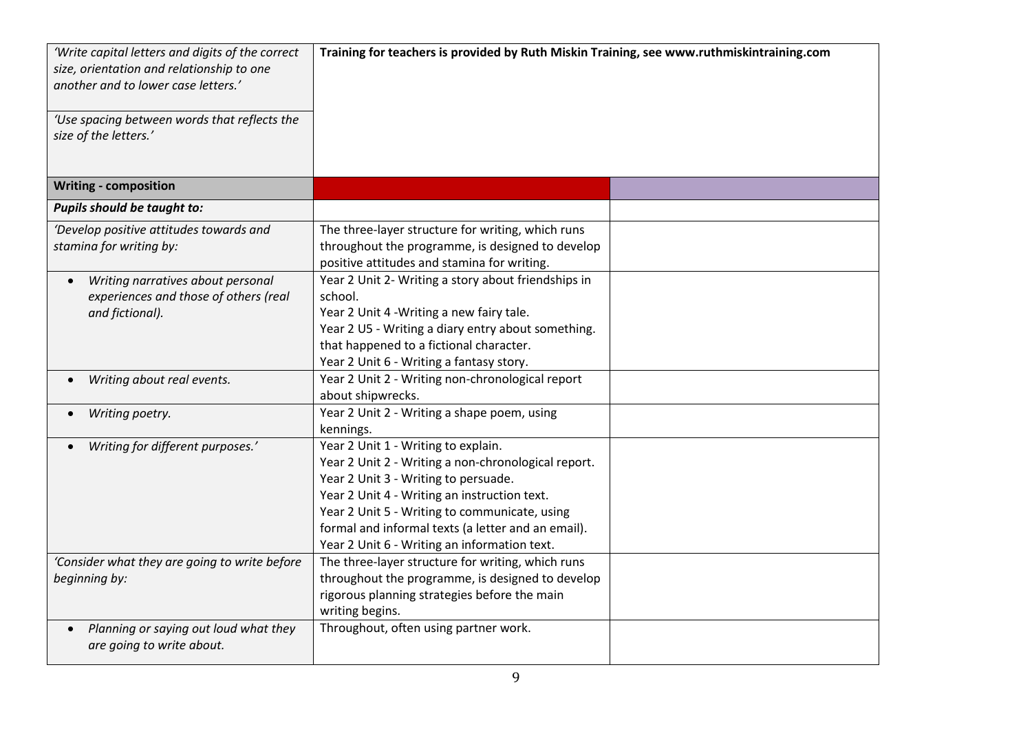| | | |
|---|---|---|
| *'Write capital letters and digits of the correct size, orientation and relationship to one another and to lower case letters.'*<br><br>*'Use spacing between words that reflects the size of the letters.'* | **Training for teachers is provided by Ruth Miskin Training, see www.ruthmiskintraining.com** | |
| **Writing - composition** | | |
| ***Pupils should be taught to:*** | | |
| *'Develop positive attitudes towards and stamina for writing by:* | The three-layer structure for writing, which runs throughout the programme, is designed to develop positive attitudes and stamina for writing. | |
| • *Writing narratives about personal experiences and those of others (real and fictional).* | Year 2 Unit 2- Writing a story about friendships in school.<br>Year 2 Unit 4 -Writing a new fairy tale.<br>Year 2 U5 - Writing a diary entry about something. that happened to a fictional character.<br>Year 2 Unit 6 - Writing a fantasy story. | |
| • *Writing about real events.* | Year 2 Unit 2 - Writing non-chronological report about shipwrecks. | |
| • *Writing poetry.* | Year 2 Unit 2 - Writing a shape poem, using kennings. | |
| • *Writing for different purposes.'* | Year 2 Unit 1 - Writing to explain.<br>Year 2 Unit 2 - Writing a non-chronological report.<br>Year 2 Unit 3 - Writing to persuade.<br>Year 2 Unit 4 - Writing an instruction text.<br>Year 2 Unit 5 - Writing to communicate, using formal and informal texts (a letter and an email).<br>Year 2 Unit 6 - Writing an information text. | |
| *'Consider what they are going to write before beginning by:* | The three-layer structure for writing, which runs throughout the programme, is designed to develop rigorous planning strategies before the main writing begins. | |
| • *Planning or saying out loud what they are going to write about.* | Throughout, often using partner work. | |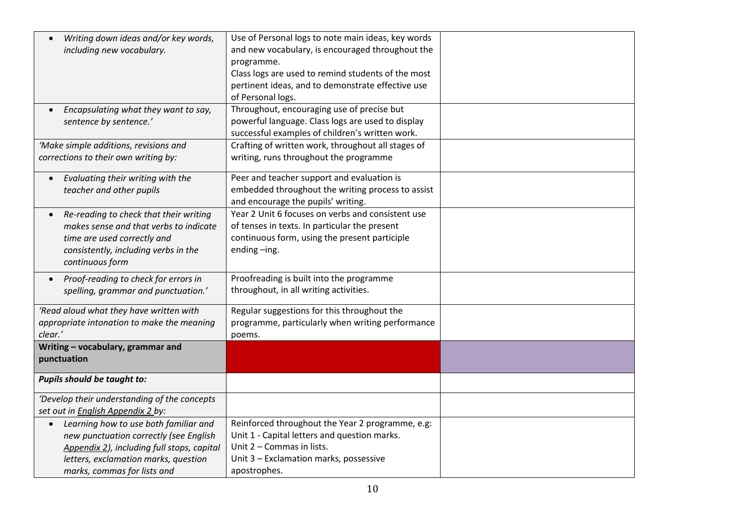| | | |
|---|---|---|
| • *Writing down ideas and/or key words, including new vocabulary.* | Use of Personal logs to note main ideas, key words and new vocabulary, is encouraged throughout the programme.<br>Class logs are used to remind students of the most pertinent ideas, and to demonstrate effective use of Personal logs. | |
| • *Encapsulating what they want to say, sentence by sentence.'* | Throughout, encouraging use of precise but powerful language. Class logs are used to display successful examples of children's written work. | |
| *'Make simple additions, revisions and corrections to their own writing by:* | Crafting of written work, throughout all stages of writing, runs throughout the programme | |
| • *Evaluating their writing with the teacher and other pupils* | Peer and teacher support and evaluation is embedded throughout the writing process to assist and encourage the pupils' writing. | |
| • *Re-reading to check that their writing makes sense and that verbs to indicate time are used correctly and consistently, including verbs in the continuous form* | Year 2 Unit 6 focuses on verbs and consistent use of tenses in texts. In particular the present continuous form, using the present participle ending –ing. | |
| • *Proof-reading to check for errors in spelling, grammar and punctuation.'* | Proofreading is built into the programme throughout, in all writing activities. | |
| *'Read aloud what they have written with appropriate intonation to make the meaning clear.'* | Regular suggestions for this throughout the programme, particularly when writing performance poems. | |
| **Writing – vocabulary, grammar and punctuation** | | |
| ***Pupils should be taught to:*** | | |
| *'Develop their understanding of the concepts set out in English Appendix 2 by:* | | |
| • *Learning how to use both familiar and new punctuation correctly (see English Appendix 2), including full stops, capital letters, exclamation marks, question marks, commas for lists and* | Reinforced throughout the Year 2 programme, e.g:<br>Unit 1 - Capital letters and question marks.<br>Unit 2 – Commas in lists.<br>Unit 3 – Exclamation marks, possessive apostrophes. | |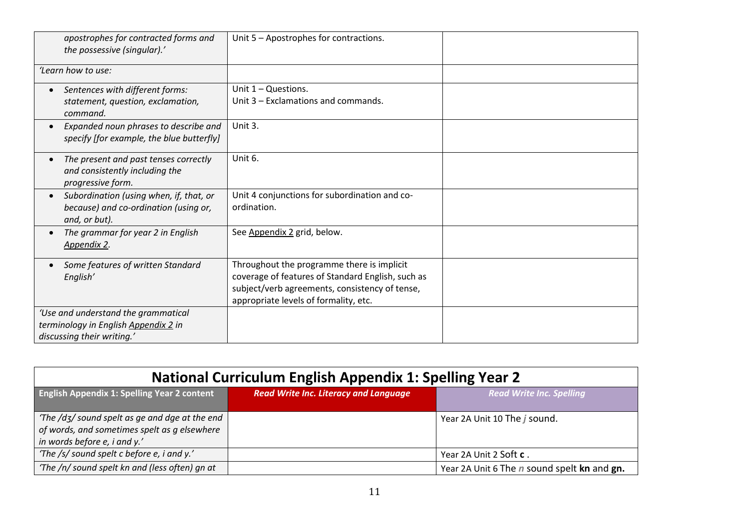| | | |
|---|---|---|
| *apostrophes for contracted forms and the possessive (singular).'* | Unit 5 – Apostrophes for contractions. | |
| *'Learn how to use:* | | |
| • *Sentences with different forms: statement, question, exclamation, command.* | Unit 1 – Questions.<br>Unit 3 – Exclamations and commands. | |
| • *Expanded noun phrases to describe and specify [for example, the blue butterfly]* | Unit 3. | |
| • *The present and past tenses correctly and consistently including the progressive form.* | Unit 6. | |
| • *Subordination (using when, if, that, or because) and co-ordination (using or, and, or but).* | Unit 4 conjunctions for subordination and co-ordination. | |
| • *The grammar for year 2 in English Appendix 2.* | See Appendix 2 grid, below. | |
| • *Some features of written Standard English'* | Throughout the programme there is implicit coverage of features of Standard English, such as subject/verb agreements, consistency of tense, appropriate levels of formality, etc. | |
| *'Use and understand the grammatical terminology in English Appendix 2 in discussing their writing.'* | | |

## National Curriculum English Appendix 1: Spelling Year 2

| English Appendix 1: Spelling Year 2 content | *Read Write Inc. Literacy and Language* | *Read Write Inc. Spelling* |
|---|---|---|
| *'The /dʒ/ sound spelt as ge and dge at the end of words, and sometimes spelt as g elsewhere in words before e, i and y.'* | | Year 2A Unit 10 The *j* sound. |
| *'The /s/ sound spelt c before e, i and y.'* | | Year 2A Unit 2 Soft **c** . |
| *'The /n/ sound spelt kn and (less often) gn at* | | Year 2A Unit 6 The *n* sound spelt **kn** and **gn.** |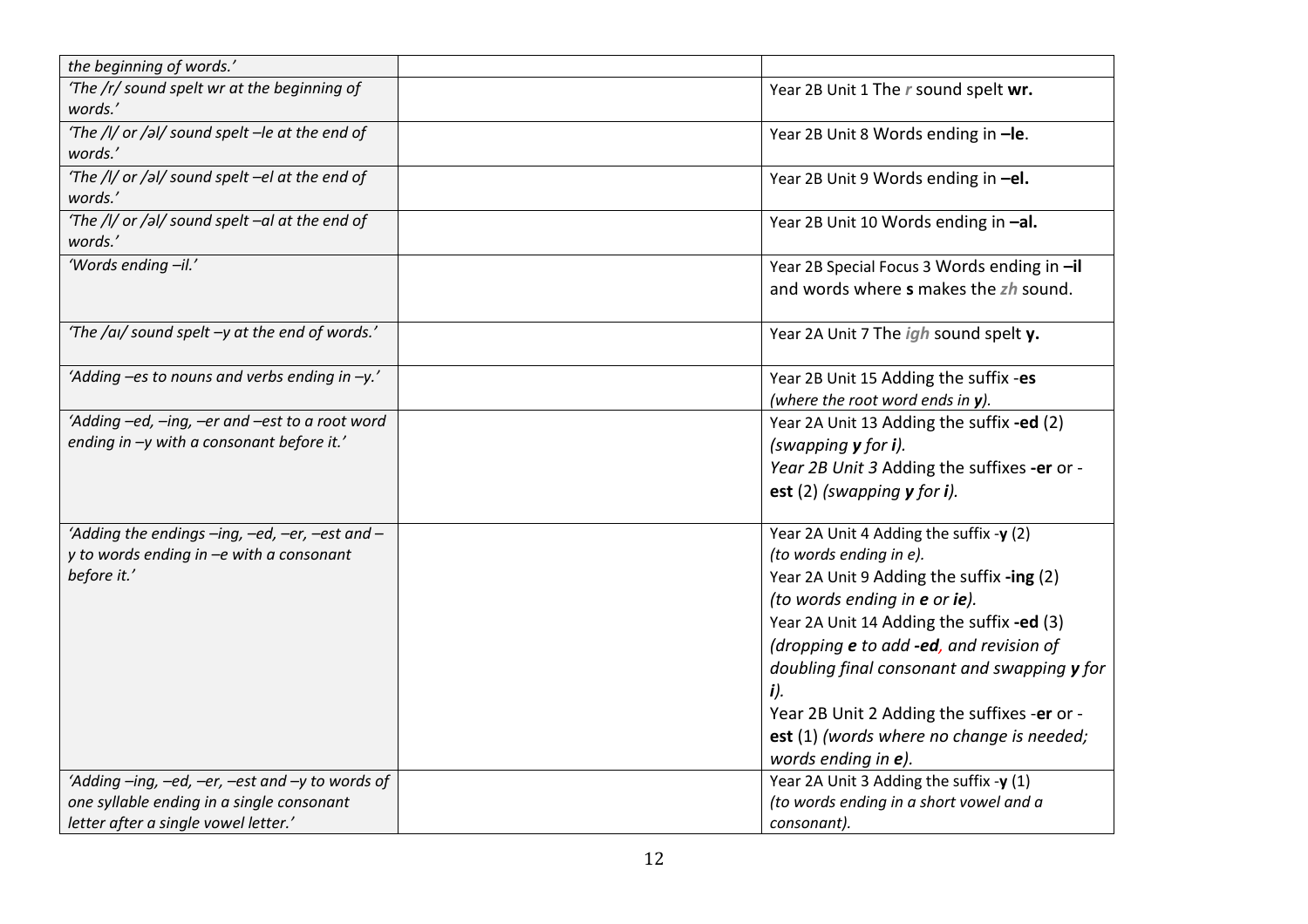| | | |
|---|---|---|
| *the beginning of words.'* | | |
| *'The /r/ sound spelt wr at the beginning of words.'* | | Year 2B Unit 1 The *r* sound spelt **wr.** |
| *'The /l/ or /əl/ sound spelt –le at the end of words.'* | | Year 2B Unit 8 Words ending in **–le**. |
| *'The /l/ or /əl/ sound spelt –el at the end of words.'* | | Year 2B Unit 9 Words ending in **–el.** |
| *'The /l/ or /əl/ sound spelt –al at the end of words.'* | | Year 2B Unit 10 Words ending in **–al.** |
| *'Words ending –il.'* | | Year 2B Special Focus 3 Words ending in **–il** and words where **s** makes the *zh* sound. |
| *'The /aɪ/ sound spelt –y at the end of words.'* | | Year 2A Unit 7 The *igh* sound spelt **y.** |
| *'Adding –es to nouns and verbs ending in –y.'* | | Year 2B Unit 15 Adding the suffix -**es** *(where the root word ends in **y**).* |
| *'Adding –ed, –ing, –er and –est to a root word ending in –y with a consonant before it.'* | | Year 2A Unit 13 Adding the suffix **-ed** (2) *(swapping **y** for **i**).* *Year 2B Unit 3* Adding the suffixes **-er** or **-est** (2) *(swapping **y** for **i**).* |
| *'Adding the endings –ing, –ed, –er, –est and –y to words ending in –e with a consonant before it.'* | | Year 2A Unit 4 Adding the suffix -**y** (2) *(to words ending in e).* Year 2A Unit 9 Adding the suffix **-ing** (2) *(to words ending in **e** or **ie**).* Year 2A Unit 14 Adding the suffix **-ed** (3) *(dropping **e** to add **-ed**, and revision of doubling final consonant and swapping **y** for **i**).* Year 2B Unit 2 Adding the suffixes -**er** or -**est** (1) *(words where no change is needed; words ending in **e**).* |
| *'Adding –ing, –ed, –er, –est and –y to words of one syllable ending in a single consonant letter after a single vowel letter.'* | | Year 2A Unit 3 Adding the suffix -**y** (1) *(to words ending in a short vowel and a consonant).* |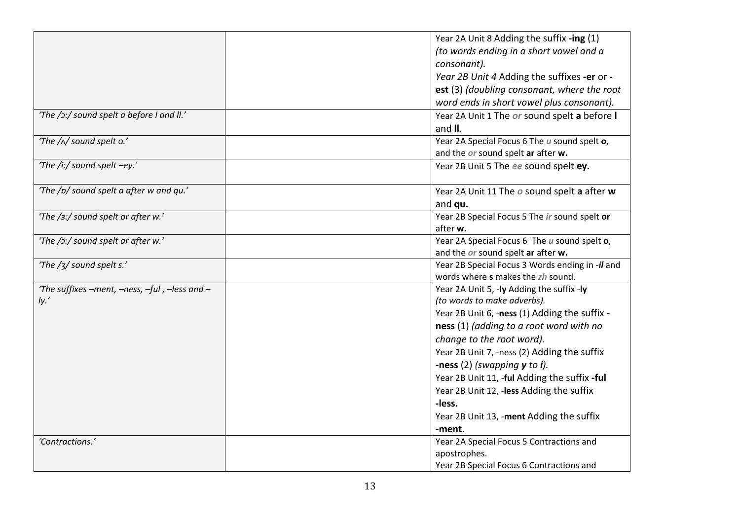| | | |
|---|---|---|
| | | Year 2A Unit 8 Adding the suffix **-ing** (1) *(to words ending in a short vowel and a consonant).* *Year 2B Unit 4* Adding the suffixes **-er** or **-est** (3) *(doubling consonant, where the root word ends in short vowel plus consonant).* |
| *'The /ɔ:/ sound spelt a before l and ll.'* | | Year 2A Unit 1 The *or* sound spelt **a** before **l** and **ll**. |
| *'The /ʌ/ sound spelt o.'* | | Year 2A Special Focus 6 The *u* sound spelt **o**, and the *or* sound spelt **ar** after **w.** |
| *'The /i:/ sound spelt –ey.'* | | Year 2B Unit 5 The *ee* sound spelt **ey.** |
| *'The /ɒ/ sound spelt a after w and qu.'* | | Year 2A Unit 11 The *o* sound spelt **a** after **w** and **qu.** |
| *'The /ɜ:/ sound spelt or after w.'* | | Year 2B Special Focus 5 The *ir* sound spelt **or** after **w.** |
| *'The /ɔ:/ sound spelt ar after w.'* | | Year 2A Special Focus 6 The *u* sound spelt **o**, and the *or* sound spelt **ar** after **w.** |
| *'The /ʒ/ sound spelt s.'* | | Year 2B Special Focus 3 Words ending in *-il* and words where **s** makes the *zh* sound. |
| *'The suffixes –ment, –ness, –ful , –less and –ly.'* | | Year 2A Unit 5, -**ly** Adding the suffix -**ly** *(to words to make adverbs).* Year 2B Unit 6, -**ness** (1) Adding the suffix **-ness** (1) *(adding to a root word with no change to the root word).* Year 2B Unit 7, -ness (2) Adding the suffix **-ness** (2) *(swapping **y** to **i**).* Year 2B Unit 11, -**ful** Adding the suffix **-ful** Year 2B Unit 12, -**less** Adding the suffix **-less.** Year 2B Unit 13, -**ment** Adding the suffix **-ment.** |
| *'Contractions.'* | | Year 2A Special Focus 5 Contractions and apostrophes. Year 2B Special Focus 6 Contractions and |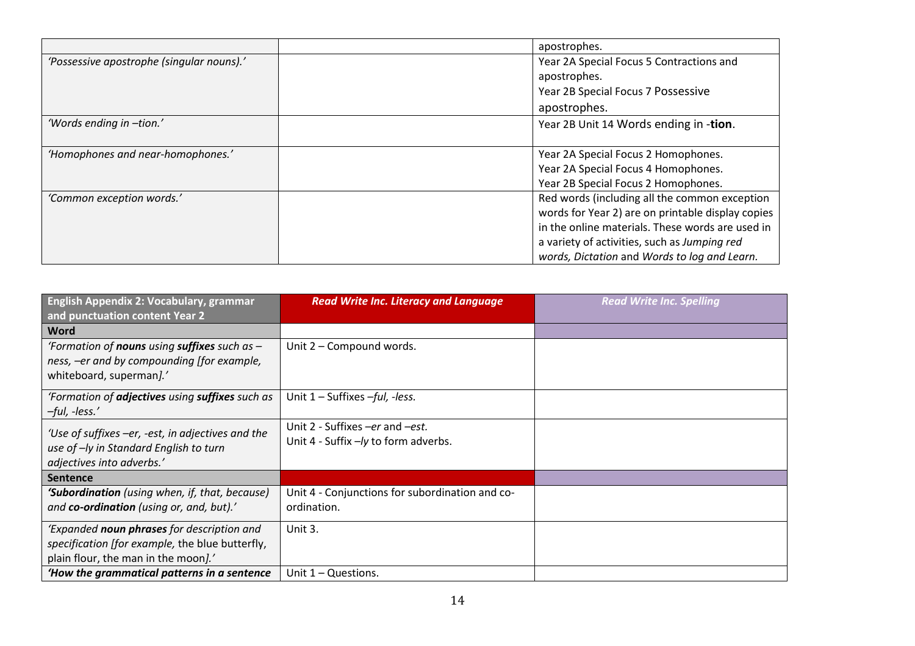| | | |
|---|---|---|
| | | apostrophes. |
| *'Possessive apostrophe (singular nouns).'* | | Year 2A Special Focus 5 Contractions and apostrophes.<br>Year 2B Special Focus 7 Possessive apostrophes. |
| *'Words ending in –tion.'* | | Year 2B Unit 14 Words ending in -**tion**. |
| *'Homophones and near-homophones.'* | | Year 2A Special Focus 2 Homophones.<br>Year 2A Special Focus 4 Homophones.<br>Year 2B Special Focus 2 Homophones. |
| *'Common exception words.'* | | Red words (including all the common exception words for Year 2) are on printable display copies in the online materials. These words are used in a variety of activities, such as *Jumping red words, Dictation* and *Words to log and Learn.* |

| **English Appendix 2: Vocabulary, grammar and punctuation content Year 2** | ***Read Write Inc. Literacy and Language*** | ***Read Write Inc. Spelling*** |
|---|---|---|
| **Word** | | |
| *'Formation of **nouns** using **suffixes** such as –ness, –er and by compounding [for example,* whiteboard, superman*].'* | Unit 2 – Compound words. | |
| *'Formation of **adjectives** using **suffixes** such as –ful, -less.'* | Unit 1 – Suffixes *–ful, -less.* | |
| *'Use of suffixes –er, -est, in adjectives and the use of –ly in Standard English to turn adjectives into adverbs.'* | Unit 2 - Suffixes *–er* and *–est.*<br>Unit 4 - Suffix *–ly* to form adverbs. | |
| **Sentence** | | |
| ***'Subordination*** *(using when, if, that, because) and **co-ordination** (using or, and, but).'* | Unit 4 - Conjunctions for subordination and co-ordination. | |
| *'Expanded **noun phrases** for description and specification [for example,* the blue butterfly, plain flour, the man in the moon*].'* | Unit 3. | |
| ***'How the grammatical patterns in a sentence*** | Unit 1 – Questions. | |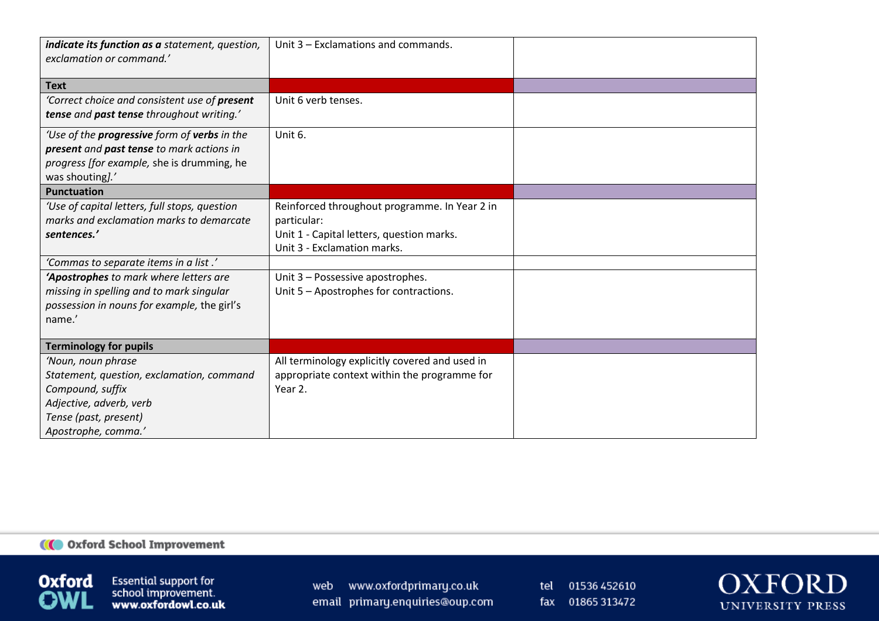| | | |
|---|---|---|
| ***indicate its function as a*** *statement, question, exclamation or command.'* | Unit 3 – Exclamations and commands. | |
| **Text** | | |
| *'Correct choice and consistent use of* ***present tense*** *and* ***past tense*** *throughout writing.'* | Unit 6 verb tenses. | |
| *'Use of the* ***progressive*** *form of* ***verbs*** *in the* ***present*** *and* ***past tense*** *to mark actions in progress [for example,* she is drumming, he was shouting*].'* | Unit 6. | |
| **Punctuation** | | |
| *'Use of capital letters, full stops, question marks and exclamation marks to demarcate* ***sentences.'*** | Reinforced throughout programme. In Year 2 in particular:<br>Unit 1 - Capital letters, question marks.<br>Unit 3 - Exclamation marks. | |
| *'Commas to separate items in a list .'* | | |
| ***'Apostrophes*** *to mark where letters are missing in spelling and to mark singular possession in nouns for example,* the girl's name.' | Unit 3 – Possessive apostrophes.<br>Unit 5 – Apostrophes for contractions. | |
| **Terminology for pupils** | | |
| *'Noun, noun phrase<br>Statement, question, exclamation, command<br>Compound, suffix<br>Adjective, adverb, verb<br>Tense (past, present)<br>Apostrophe, comma.'* | All terminology explicitly covered and used in appropriate context within the programme for Year 2. | |